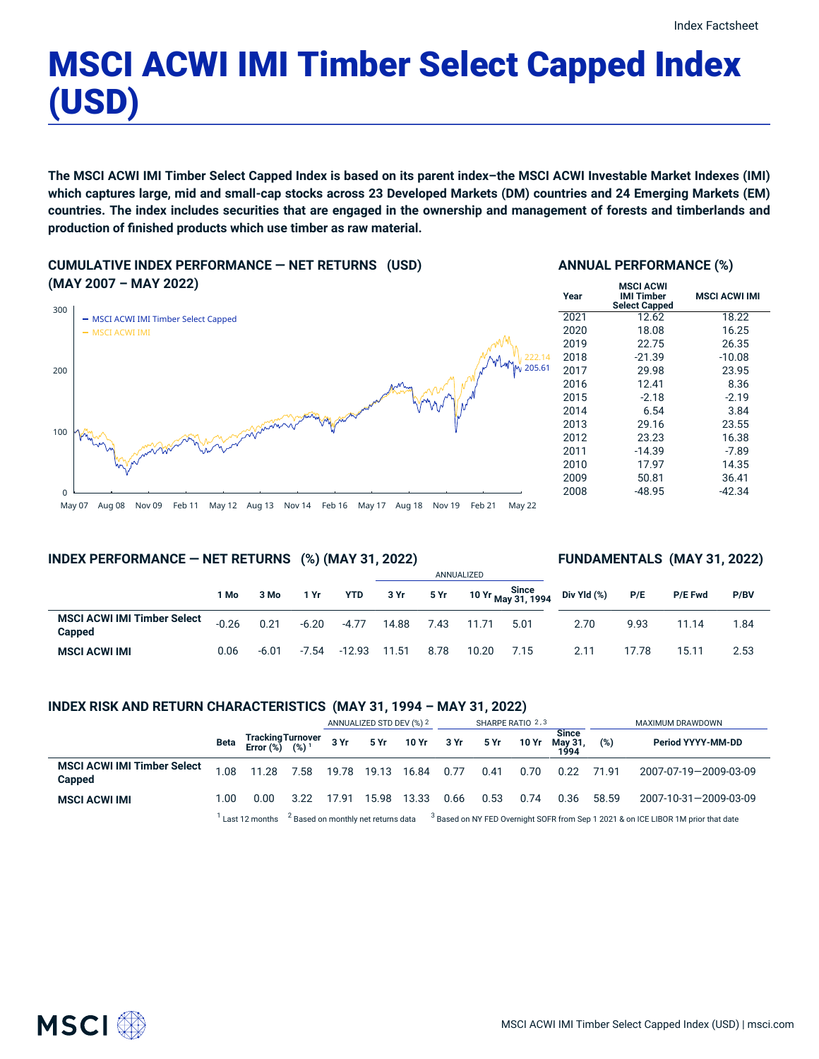Index Factsheet

# MSCI ACWI IMI Timber Select Capped Index (USD)

**The MSCI ACWI IMI Timber Select Capped Index is based on its parent index–the MSCI ACWI Investable Market Indexes (IMI) which captures large, mid and small-cap stocks across 23 Developed Markets (DM) countries and 24 Emerging Markets (EM) countries. The index includes securities that are engaged in the ownership and management of forests and timberlands and production of finished products which use timber as raw material.**

## CUMULATIVE INDEX PERFORMANCE — NET RETURNS (USD) (MAY 2007 – MAY 2022)

- MSCI ACWI IMI Timber Select Capped
- MSCI ACWI IMI

300, 200, 100, 0

222.14
205.61

May 07, Aug 08, Nov 09, Feb 11, May 12, Aug 13, Nov 14, Feb 16, May 17, Aug 18, Nov 19, Feb 21, May 22

## ANNUAL PERFORMANCE (%)

| Year | MSCI ACWI IMI Timber Select Capped | MSCI ACWI IMI |
|---|---|---|
| 2021 | 12.62 | 18.22 |
| 2020 | 18.08 | 16.25 |
| 2019 | 22.75 | 26.35 |
| 2018 | -21.39 | -10.08 |
| 2017 | 29.98 | 23.95 |
| 2016 | 12.41 | 8.36 |
| 2015 | -2.18 | -2.19 |
| 2014 | 6.54 | 3.84 |
| 2013 | 29.16 | 23.55 |
| 2012 | 23.23 | 16.38 |
| 2011 | -14.39 | -7.89 |
| 2010 | 17.97 | 14.35 |
| 2009 | 50.81 | 36.41 |
| 2008 | -48.95 | -42.34 |

## INDEX PERFORMANCE — NET RETURNS (%) (MAY 31, 2022)

## FUNDAMENTALS (MAY 31, 2022)

| | | | | | ANNUALIZED | | | | | | | |
|---|---|---|---|---|---|---|---|---|---|---|---|---|
| | 1 Mo | 3 Mo | 1 Yr | YTD | 3 Yr | 5 Yr | 10 Yr | Since May 31, 1994 | Div Yld (%) | P/E | P/E Fwd | P/BV |
| **MSCI ACWI IMI Timber Select Capped** | -0.26 | 0.21 | -6.20 | -4.77 | 14.88 | 7.43 | 11.71 | 5.01 | 2.70 | 9.93 | 11.14 | 1.84 |
| **MSCI ACWI IMI** | 0.06 | -6.01 | -7.54 | -12.93 | 11.51 | 8.78 | 10.20 | 7.15 | 2.11 | 17.78 | 15.11 | 2.53 |

## INDEX RISK AND RETURN CHARACTERISTICS (MAY 31, 1994 – MAY 31, 2022)

| | | | | ANNUALIZED STD DEV (%) [2] | | | SHARPE RATIO [2,3] | | | | MAXIMUM DRAWDOWN | |
|---|---|---|---|---|---|---|---|---|---|---|---|---|
| | Beta | Tracking Error (%) | Turnover (%) [1] | 3 Yr | 5 Yr | 10 Yr | 3 Yr | 5 Yr | 10 Yr | Since May 31, 1994 | (%) | Period YYYY-MM-DD |
| **MSCI ACWI IMI Timber Select Capped** | 1.08 | 11.28 | 7.58 | 19.78 | 19.13 | 16.84 | 0.77 | 0.41 | 0.70 | 0.22 | 71.91 | 2007-07-19—2009-03-09 |
| **MSCI ACWI IMI** | 1.00 | 0.00 | 3.22 | 17.91 | 15.98 | 13.33 | 0.66 | 0.53 | 0.74 | 0.36 | 58.59 | 2007-10-31—2009-03-09 |

[1] Last 12 months [2] Based on monthly net returns data [3] Based on NY FED Overnight SOFR from Sep 1 2021 & on ICE LIBOR 1M prior that date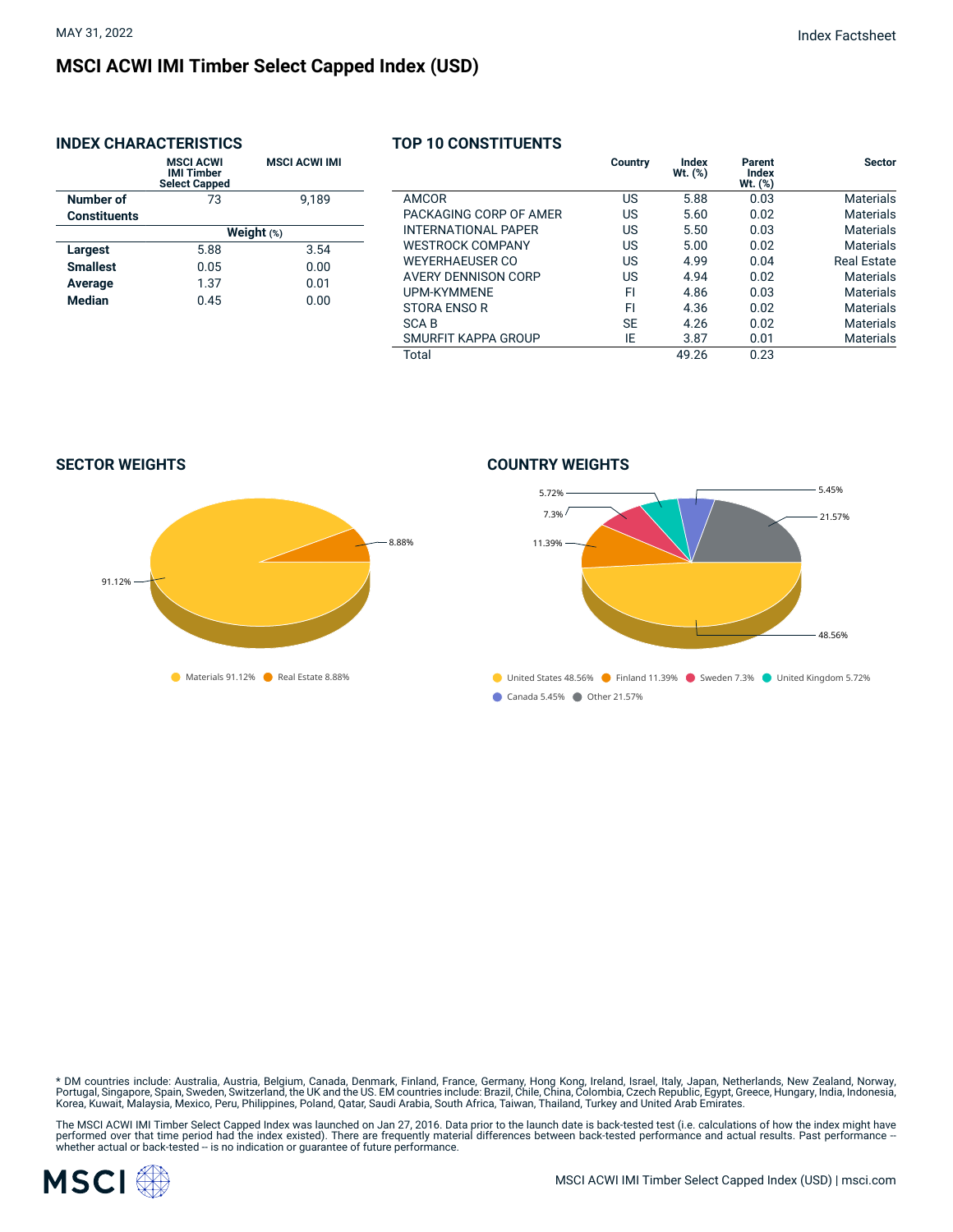MAY 31, 2022

Index Factsheet

# MSCI ACWI IMI Timber Select Capped Index (USD)

## INDEX CHARACTERISTICS

| | MSCI ACWI IMI Timber Select Capped | MSCI ACWI IMI |
|---|---|---|
| **Number of Constituents** | 73 | 9,189 |
| | **Weight** (%) | |
| **Largest** | 5.88 | 3.54 |
| **Smallest** | 0.05 | 0.00 |
| **Average** | 1.37 | 0.01 |
| **Median** | 0.45 | 0.00 |

## TOP 10 CONSTITUENTS

| | Country | Index Wt. (%) | Parent Index Wt. (%) | Sector |
|---|---|---|---|---|
| AMCOR | US | 5.88 | 0.03 | Materials |
| PACKAGING CORP OF AMER | US | 5.60 | 0.02 | Materials |
| INTERNATIONAL PAPER | US | 5.50 | 0.03 | Materials |
| WESTROCK COMPANY | US | 5.00 | 0.02 | Materials |
| WEYERHAEUSER CO | US | 4.99 | 0.04 | Real Estate |
| AVERY DENNISON CORP | US | 4.94 | 0.02 | Materials |
| UPM-KYMMENE | FI | 4.86 | 0.03 | Materials |
| STORA ENSO R | FI | 4.36 | 0.02 | Materials |
| SCA B | SE | 4.26 | 0.02 | Materials |
| SMURFIT KAPPA GROUP | IE | 3.87 | 0.01 | Materials |
| Total | | 49.26 | 0.23 | |

## SECTOR WEIGHTS

Materials 91.12% | Real Estate 8.88%

## COUNTRY WEIGHTS

United States 48.56% | Finland 11.39% | Sweden 7.3% | United Kingdom 5.72% | Canada 5.45% | Other 21.57%

\* DM countries include: Australia, Austria, Belgium, Canada, Denmark, Finland, France, Germany, Hong Kong, Ireland, Israel, Italy, Japan, Netherlands, New Zealand, Norway, Portugal, Singapore, Spain, Sweden, Switzerland, the UK and the US. EM countries include: Brazil, Chile, China, Colombia, Czech Republic, Egypt, Greece, Hungary, India, Indonesia, Korea, Kuwait, Malaysia, Mexico, Peru, Philippines, Poland, Qatar, Saudi Arabia, South Africa, Taiwan, Thailand, Turkey and United Arab Emirates.

The MSCI ACWI IMI Timber Select Capped Index was launched on Jan 27, 2016. Data prior to the launch date is back-tested test (i.e. calculations of how the index might have performed over that time period had the index existed). There are frequently material differences between back-tested performance and actual results. Past performance -- whether actual or back-tested -- is no indication or guarantee of future performance.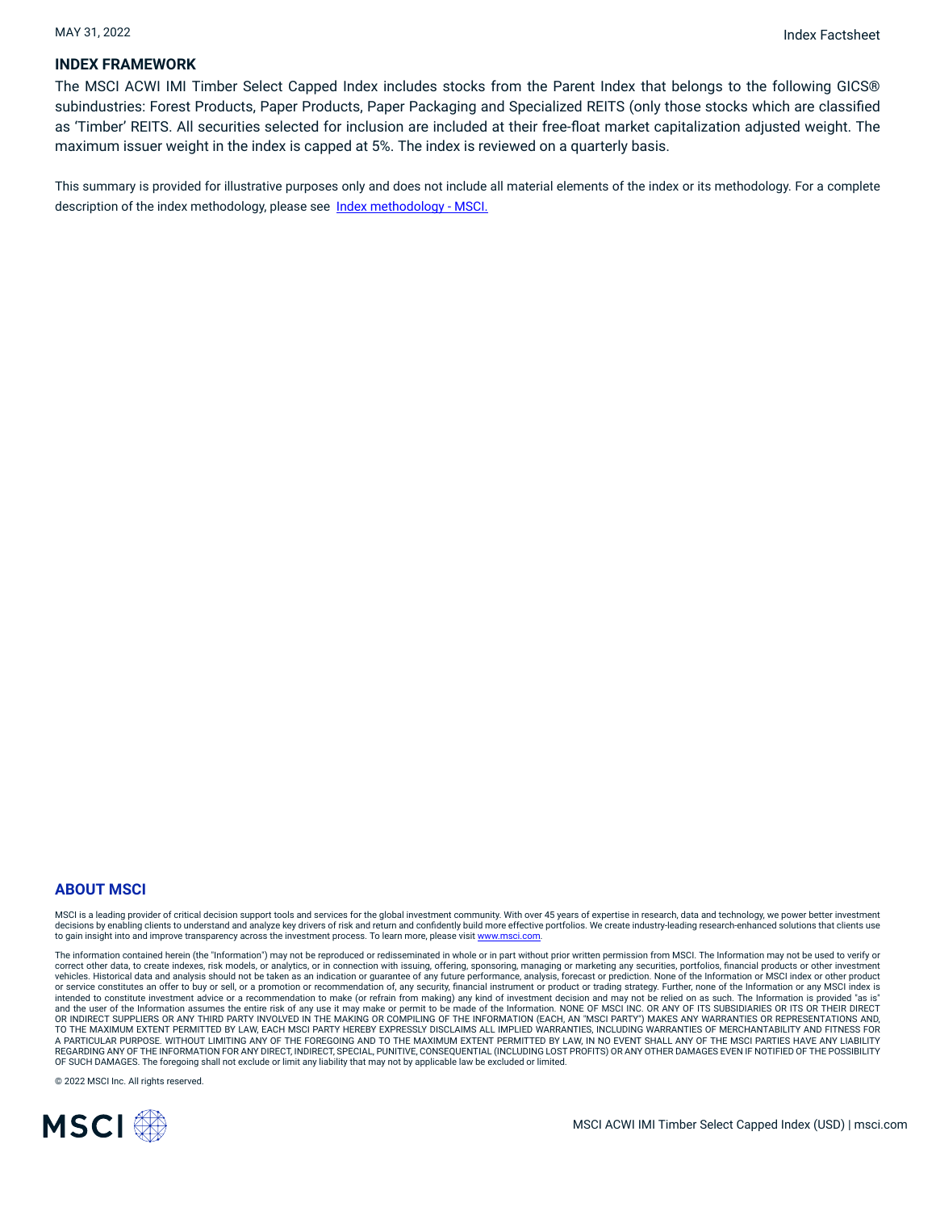## INDEX FRAMEWORK

The MSCI ACWI IMI Timber Select Capped Index includes stocks from the Parent Index that belongs to the following GICS® subindustries: Forest Products, Paper Products, Paper Packaging and Specialized REITS (only those stocks which are classified as 'Timber' REITS. All securities selected for inclusion are included at their free-float market capitalization adjusted weight. The maximum issuer weight in the index is capped at 5%. The index is reviewed on a quarterly basis.

This summary is provided for illustrative purposes only and does not include all material elements of the index or its methodology. For a complete description of the index methodology, please see [Index methodology - MSCI.](Index methodology - MSCI.)

## ABOUT MSCI

MSCI is a leading provider of critical decision support tools and services for the global investment community. With over 45 years of expertise in research, data and technology, we power better investment decisions by enabling clients to understand and analyze key drivers of risk and return and confidently build more effective portfolios. We create industry-leading research-enhanced solutions that clients use to gain insight into and improve transparency across the investment process. To learn more, please visit www.msci.com.

The information contained herein (the "Information") may not be reproduced or redisseminated in whole or in part without prior written permission from MSCI. The Information may not be used to verify or correct other data, to create indexes, risk models, or analytics, or in connection with issuing, offering, sponsoring, managing or marketing any securities, portfolios, financial products or other investment vehicles. Historical data and analysis should not be taken as an indication or guarantee of any future performance, analysis, forecast or prediction. None of the Information or MSCI index or other product or service constitutes an offer to buy or sell, or a promotion or recommendation of, any security, financial instrument or product or trading strategy. Further, none of the Information or any MSCI index is intended to constitute investment advice or a recommendation to make (or refrain from making) any kind of investment decision and may not be relied on as such. The Information is provided "as is" and the user of the Information assumes the entire risk of any use it may make or permit to be made of the Information. NONE OF MSCI INC. OR ANY OF ITS SUBSIDIARIES OR ITS OR THEIR DIRECT OR INDIRECT SUPPLIERS OR ANY THIRD PARTY INVOLVED IN THE MAKING OR COMPILING OF THE INFORMATION (EACH, AN "MSCI PARTY") MAKES ANY WARRANTIES OR REPRESENTATIONS AND, TO THE MAXIMUM EXTENT PERMITTED BY LAW, EACH MSCI PARTY HEREBY EXPRESSLY DISCLAIMS ALL IMPLIED WARRANTIES, INCLUDING WARRANTIES OF MERCHANTABILITY AND FITNESS FOR A PARTICULAR PURPOSE. WITHOUT LIMITING ANY OF THE FOREGOING AND TO THE MAXIMUM EXTENT PERMITTED BY LAW, IN NO EVENT SHALL ANY OF THE MSCI PARTIES HAVE ANY LIABILITY REGARDING ANY OF THE INFORMATION FOR ANY DIRECT, INDIRECT, SPECIAL, PUNITIVE, CONSEQUENTIAL (INCLUDING LOST PROFITS) OR ANY OTHER DAMAGES EVEN IF NOTIFIED OF THE POSSIBILITY OF SUCH DAMAGES. The foregoing shall not exclude or limit any liability that may not by applicable law be excluded or limited.

© 2022 MSCI Inc. All rights reserved.